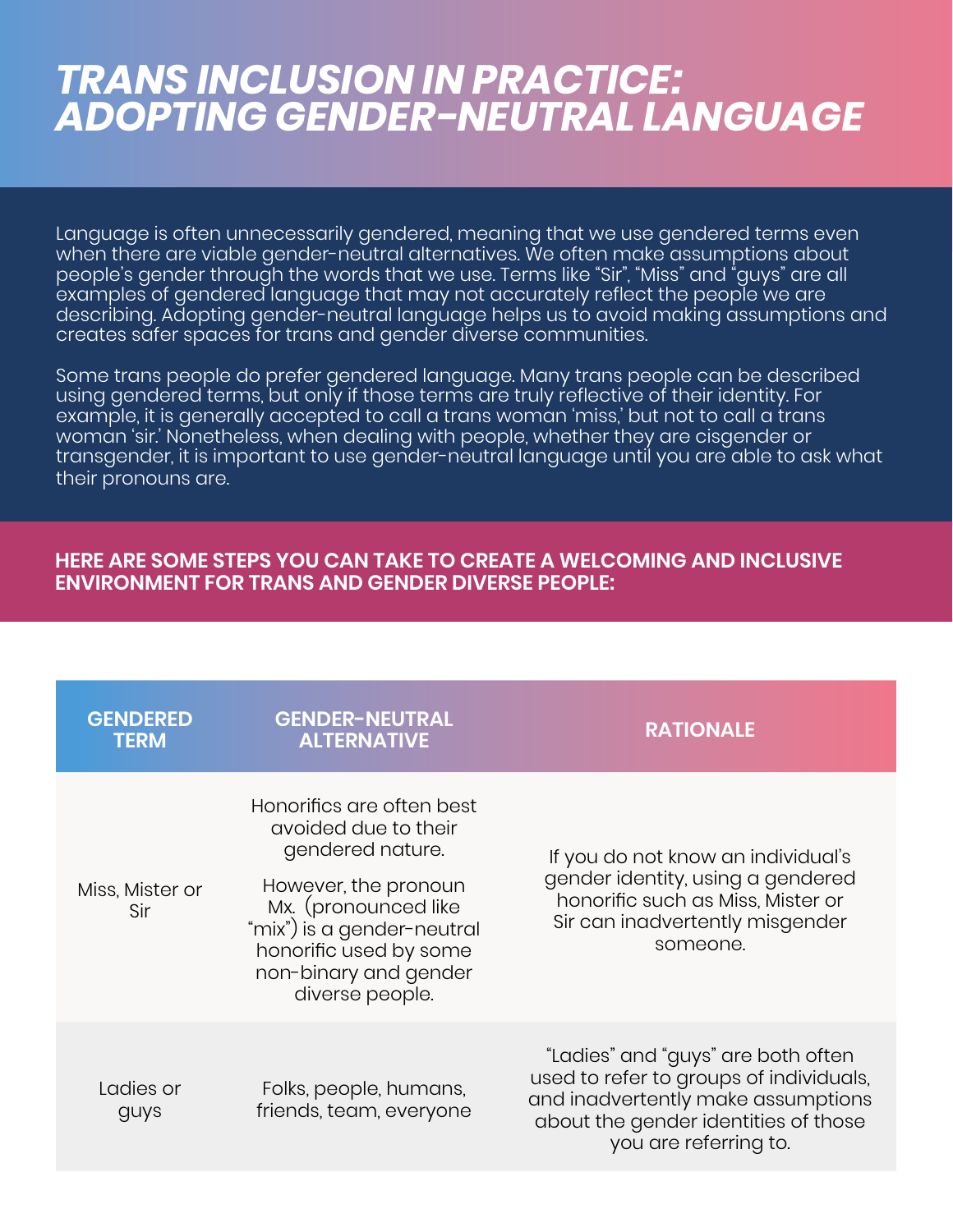# *TRANS INCLUSION IN PRACTICE: ADOPTING GENDER-NEUTRAL LANGUAGE*

Language is often unnecessarily gendered, meaning that we use gendered terms even when there are viable gender-neutral alternatives. We often make assumptions about people's gender through the words that we use. Terms like "Sir", "Miss" and "guys" are all examples of gendered language that may not accurately reflect the people we are describing. Adopting gender-neutral language helps us to avoid making assumptions and creates safer spaces for trans and gender diverse communities.

Some trans people do prefer gendered language. Many trans people can be described using gendered terms, but only if those terms are truly reflective of their identity. For example, it is generally accepted to call a trans woman 'miss,' but not to call a trans woman 'sir.' Nonetheless, when dealing with people, whether they are cisgender or transgender, it is important to use gender-neutral language until you are able to ask what their pronouns are.

**HERE ARE SOME STEPS YOU CAN TAKE TO CREATE A WELCOMING AND INCLUSIVE ENVIRONMENT FOR TRANS AND GENDER DIVERSE PEOPLE:**

| GENDERED TERM | GENDER-NEUTRAL ALTERNATIVE | RATIONALE |
|---|---|---|
| Miss, Mister or Sir | Honorifics are often best avoided due to their gendered nature. However, the pronoun Mx. (pronounced like "mix") is a gender-neutral honorific used by some non-binary and gender diverse people. | If you do not know an individual's gender identity, using a gendered honorific such as Miss, Mister or Sir can inadvertently misgender someone. |
| Ladies or guys | Folks, people, humans, friends, team, everyone | "Ladies" and "guys" are both often used to refer to groups of individuals, and inadvertently make assumptions about the gender identities of those you are referring to. |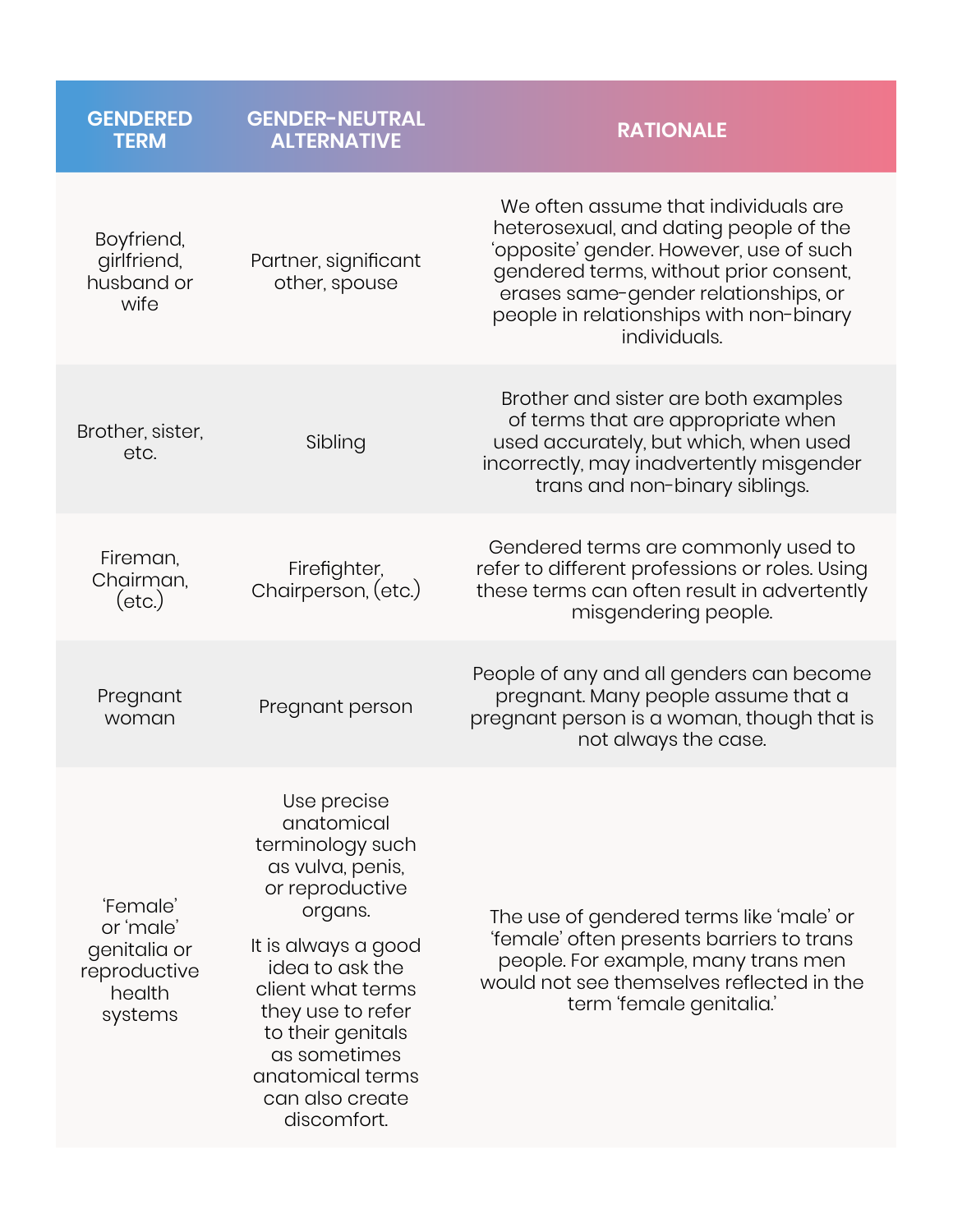| GENDERED TERM | GENDER-NEUTRAL ALTERNATIVE | RATIONALE |
|---|---|---|
| Boyfriend, girlfriend, husband or wife | Partner, significant other, spouse | We often assume that individuals are heterosexual, and dating people of the 'opposite' gender. However, use of such gendered terms, without prior consent, erases same-gender relationships, or people in relationships with non-binary individuals. |
| Brother, sister, etc. | Sibling | Brother and sister are both examples of terms that are appropriate when used accurately, but which, when used incorrectly, may inadvertently misgender trans and non-binary siblings. |
| Fireman, Chairman, (etc.) | Firefighter, Chairperson, (etc.) | Gendered terms are commonly used to refer to different professions or roles. Using these terms can often result in advertently misgendering people. |
| Pregnant woman | Pregnant person | People of any and all genders can become pregnant. Many people assume that a pregnant person is a woman, though that is not always the case. |
| 'Female' or 'male' genitalia or reproductive health systems | Use precise anatomical terminology such as vulva, penis, or reproductive organs. It is always a good idea to ask the client what terms they use to refer to their genitals as sometimes anatomical terms can also create discomfort. | The use of gendered terms like 'male' or 'female' often presents barriers to trans people. For example, many trans men would not see themselves reflected in the term 'female genitalia.' |